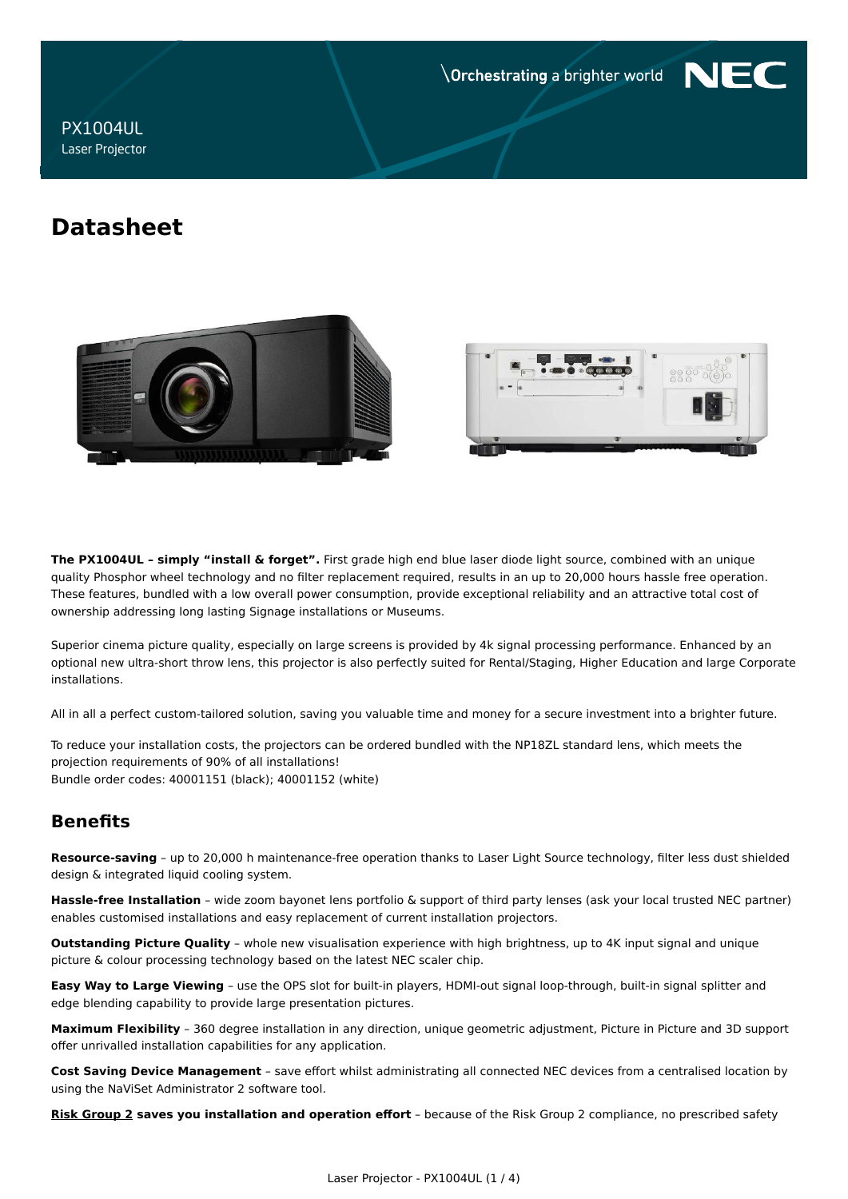PX1004UL
Laser Projector

# Datasheet

**The PX1004UL – simply "install & forget".** First grade high end blue laser diode light source, combined with an unique quality Phosphor wheel technology and no filter replacement required, results in an up to 20,000 hours hassle free operation. These features, bundled with a low overall power consumption, provide exceptional reliability and an attractive total cost of ownership addressing long lasting Signage installations or Museums.

Superior cinema picture quality, especially on large screens is provided by 4k signal processing performance. Enhanced by an optional new ultra-short throw lens, this projector is also perfectly suited for Rental/Staging, Higher Education and large Corporate installations.

All in all a perfect custom-tailored solution, saving you valuable time and money for a secure investment into a brighter future.

To reduce your installation costs, the projectors can be ordered bundled with the NP18ZL standard lens, which meets the projection requirements of 90% of all installations!
Bundle order codes: 40001151 (black); 40001152 (white)

## Benefits

**Resource-saving** – up to 20,000 h maintenance-free operation thanks to Laser Light Source technology, filter less dust shielded design & integrated liquid cooling system.

**Hassle-free Installation** – wide zoom bayonet lens portfolio & support of third party lenses (ask your local trusted NEC partner) enables customised installations and easy replacement of current installation projectors.

**Outstanding Picture Quality** – whole new visualisation experience with high brightness, up to 4K input signal and unique picture & colour processing technology based on the latest NEC scaler chip.

**Easy Way to Large Viewing** – use the OPS slot for built-in players, HDMI-out signal loop-through, built-in signal splitter and edge blending capability to provide large presentation pictures.

**Maximum Flexibility** – 360 degree installation in any direction, unique geometric adjustment, Picture in Picture and 3D support offer unrivalled installation capabilities for any application.

**Cost Saving Device Management** – save effort whilst administrating all connected NEC devices from a centralised location by using the NaViSet Administrator 2 software tool.

**Risk Group 2 saves you installation and operation effort** – because of the Risk Group 2 compliance, no prescribed safety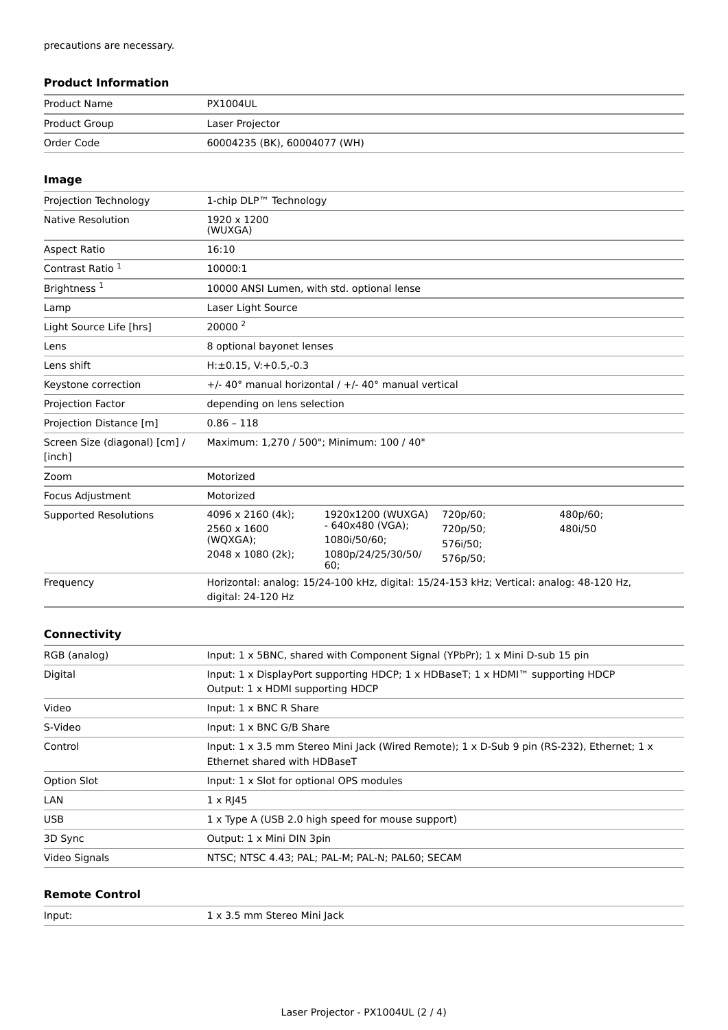precautions are necessary.

## Product Information

| | |
|---|---|
| Product Name | PX1004UL |
| Product Group | Laser Projector |
| Order Code | 60004235 (BK), 60004077 (WH) |

## Image

| | |
|---|---|
| Projection Technology | 1-chip DLP™ Technology |
| Native Resolution | 1920 x 1200 (WUXGA) |
| Aspect Ratio | 16:10 |
| Contrast Ratio [1] | 10000:1 |
| Brightness [1] | 10000 ANSI Lumen, with std. optional lense |
| Lamp | Laser Light Source |
| Light Source Life [hrs] | 20000 [2] |
| Lens | 8 optional bayonet lenses |
| Lens shift | H:±0.15, V:+0.5,-0.3 |
| Keystone correction | +/- 40° manual horizontal / +/- 40° manual vertical |
| Projection Factor | depending on lens selection |
| Projection Distance [m] | 0.86 – 118 |
| Screen Size (diagonal) [cm] / [inch] | Maximum: 1,270 / 500"; Minimum: 100 / 40" |
| Zoom | Motorized |
| Focus Adjustment | Motorized |
| Supported Resolutions | 4096 x 2160 (4k); 2560 x 1600 (WQXGA); 2048 x 1080 (2k); 1920x1200 (WUXGA) - 640x480 (VGA); 1080i/50/60; 1080p/24/25/30/50/60; 720p/60; 720p/50; 576i/50; 576p/50; 480p/60; 480i/50 |
| Frequency | Horizontal: analog: 15/24-100 kHz, digital: 15/24-153 kHz; Vertical: analog: 48-120 Hz, digital: 24-120 Hz |

## Connectivity

| | |
|---|---|
| RGB (analog) | Input: 1 x 5BNC, shared with Component Signal (YPbPr); 1 x Mini D-sub 15 pin |
| Digital | Input: 1 x DisplayPort supporting HDCP; 1 x HDBaseT; 1 x HDMI™ supporting HDCP<br>Output: 1 x HDMI supporting HDCP |
| Video | Input: 1 x BNC R Share |
| S-Video | Input: 1 x BNC G/B Share |
| Control | Input: 1 x 3.5 mm Stereo Mini Jack (Wired Remote); 1 x D-Sub 9 pin (RS-232), Ethernet; 1 x Ethernet shared with HDBaseT |
| Option Slot | Input: 1 x Slot for optional OPS modules |
| LAN | 1 x RJ45 |
| USB | 1 x Type A (USB 2.0 high speed for mouse support) |
| 3D Sync | Output: 1 x Mini DIN 3pin |
| Video Signals | NTSC; NTSC 4.43; PAL; PAL-M; PAL-N; PAL60; SECAM |

## Remote Control

| | |
|---|---|
| Input: | 1 x 3.5 mm Stereo Mini Jack |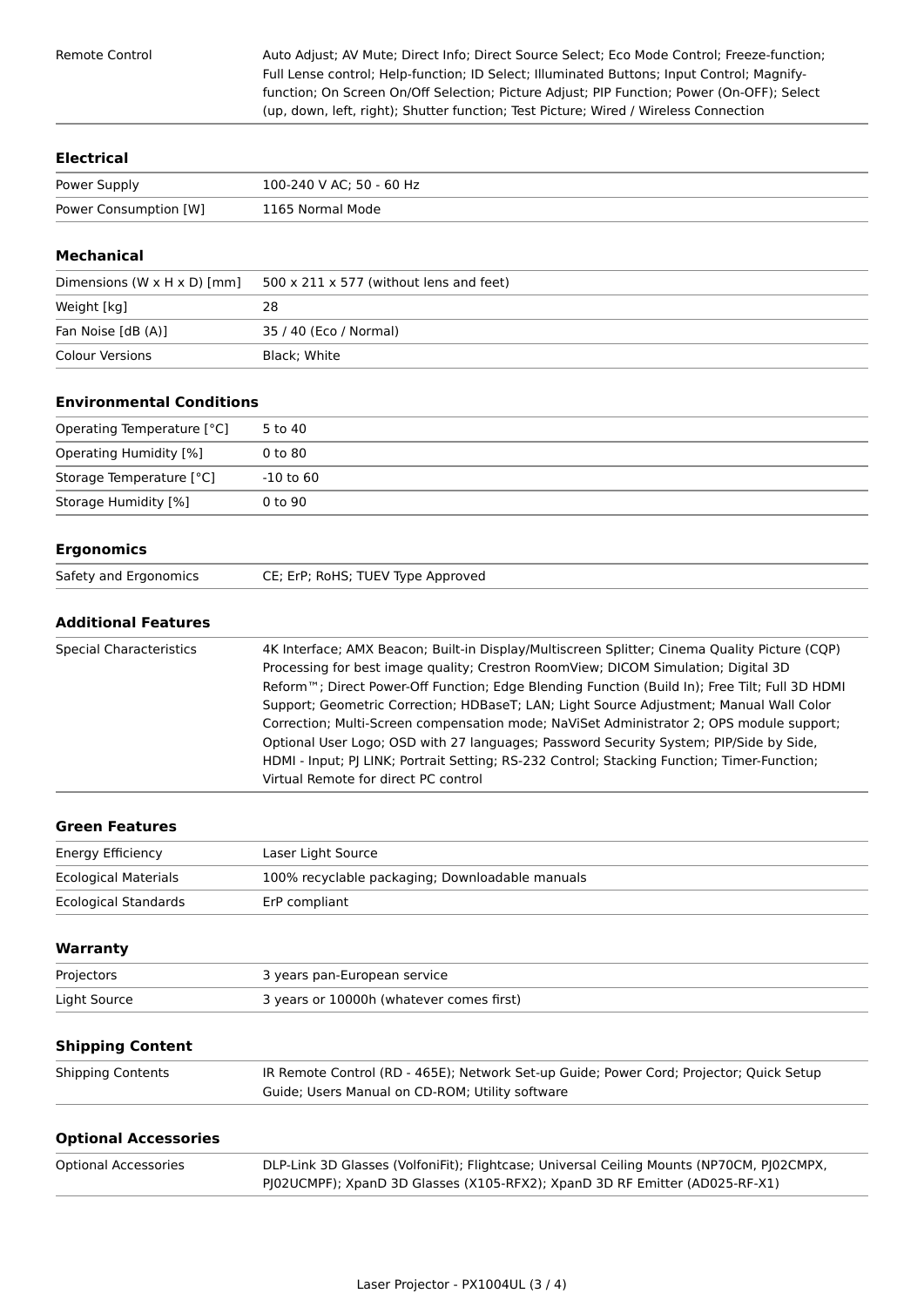| | |
|---|---|
| Remote Control | Auto Adjust; AV Mute; Direct Info; Direct Source Select; Eco Mode Control; Freeze-function; Full Lense control; Help-function; ID Select; Illuminated Buttons; Input Control; Magnify-function; On Screen On/Off Selection; Picture Adjust; PIP Function; Power (On-OFF); Select (up, down, left, right); Shutter function; Test Picture; Wired / Wireless Connection |

### Electrical

| | |
|---|---|
| Power Supply | 100-240 V AC; 50 - 60 Hz |
| Power Consumption [W] | 1165 Normal Mode |

### Mechanical

| | |
|---|---|
| Dimensions (W x H x D) [mm] | 500 x 211 x 577 (without lens and feet) |
| Weight [kg] | 28 |
| Fan Noise [dB (A)] | 35 / 40 (Eco / Normal) |
| Colour Versions | Black; White |

### Environmental Conditions

| | |
|---|---|
| Operating Temperature [°C] | 5 to 40 |
| Operating Humidity [%] | 0 to 80 |
| Storage Temperature [°C] | -10 to 60 |
| Storage Humidity [%] | 0 to 90 |

### Ergonomics

| | |
|---|---|
| Safety and Ergonomics | CE; ErP; RoHS; TUEV Type Approved |

### Additional Features

| | |
|---|---|
| Special Characteristics | 4K Interface; AMX Beacon; Built-in Display/Multiscreen Splitter; Cinema Quality Picture (CQP) Processing for best image quality; Crestron RoomView; DICOM Simulation; Digital 3D Reform™; Direct Power-Off Function; Edge Blending Function (Build In); Free Tilt; Full 3D HDMI Support; Geometric Correction; HDBaseT; LAN; Light Source Adjustment; Manual Wall Color Correction; Multi-Screen compensation mode; NaViSet Administrator 2; OPS module support; Optional User Logo; OSD with 27 languages; Password Security System; PIP/Side by Side, HDMI - Input; PJ LINK; Portrait Setting; RS-232 Control; Stacking Function; Timer-Function; Virtual Remote for direct PC control |

### Green Features

| | |
|---|---|
| Energy Efficiency | Laser Light Source |
| Ecological Materials | 100% recyclable packaging; Downloadable manuals |
| Ecological Standards | ErP compliant |

### Warranty

| | |
|---|---|
| Projectors | 3 years pan-European service |
| Light Source | 3 years or 10000h (whatever comes first) |

### Shipping Content

| | |
|---|---|
| Shipping Contents | IR Remote Control (RD - 465E); Network Set-up Guide; Power Cord; Projector; Quick Setup Guide; Users Manual on CD-ROM; Utility software |

### Optional Accessories

| | |
|---|---|
| Optional Accessories | DLP-Link 3D Glasses (VolfoniFit); Flightcase; Universal Ceiling Mounts (NP70CM, PJ02CMPX, PJ02UCMPF); XpanD 3D Glasses (X105-RFX2); XpanD 3D RF Emitter (AD025-RF-X1) |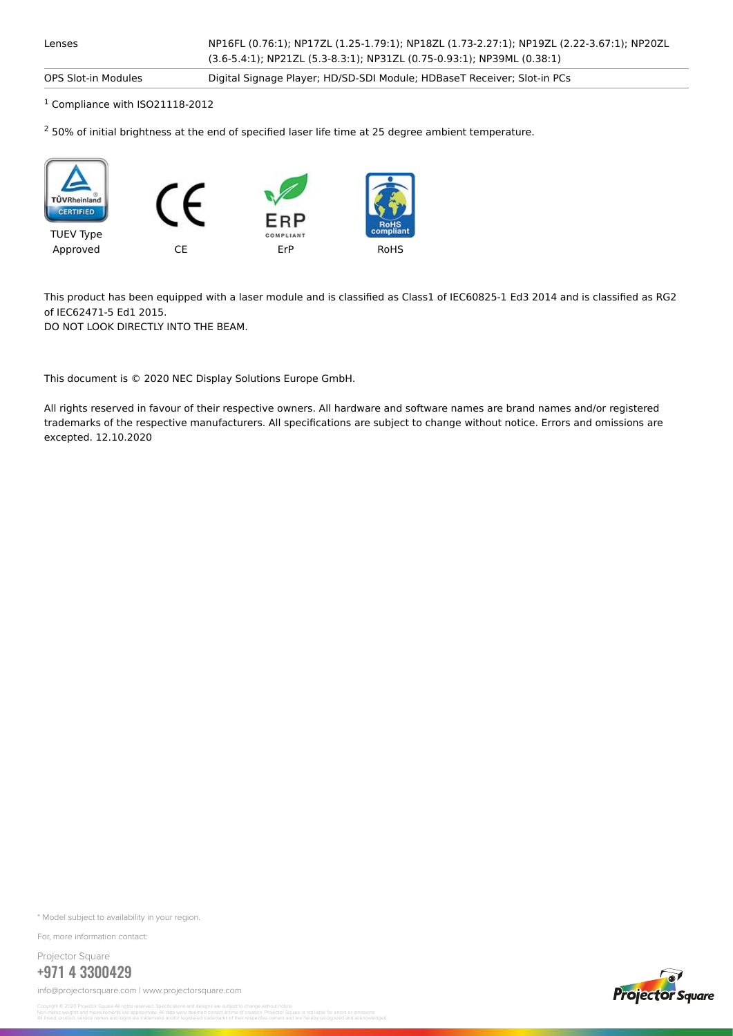| | |
|---|---|
| Lenses | NP16FL (0.76:1); NP17ZL (1.25-1.79:1); NP18ZL (1.73-2.27:1); NP19ZL (2.22-3.67:1); NP20ZL (3.6-5.4:1); NP21ZL (5.3-8.3:1); NP31ZL (0.75-0.93:1); NP39ML (0.38:1) |
| OPS Slot-in Modules | Digital Signage Player; HD/SD-SDI Module; HDBaseT Receiver; Slot-in PCs |

[1] Compliance with ISO21118-2012

[2] 50% of initial brightness at the end of specified laser life time at 25 degree ambient temperature.

TUEV Type Approved

CE

ErP

RoHS

This product has been equipped with a laser module and is classified as Class1 of IEC60825-1 Ed3 2014 and is classified as RG2 of IEC62471-5 Ed1 2015.
DO NOT LOOK DIRECTLY INTO THE BEAM.

This document is © 2020 NEC Display Solutions Europe GmbH.

All rights reserved in favour of their respective owners. All hardware and software names are brand names and/or registered trademarks of the respective manufacturers. All specifications are subject to change without notice. Errors and omissions are excepted. 12.10.2020

* Model subject to availability in your region.

For, more information contact:

Projector Square
+971 4 3300429

info@projectorsquare.com | www.projectorsquare.com